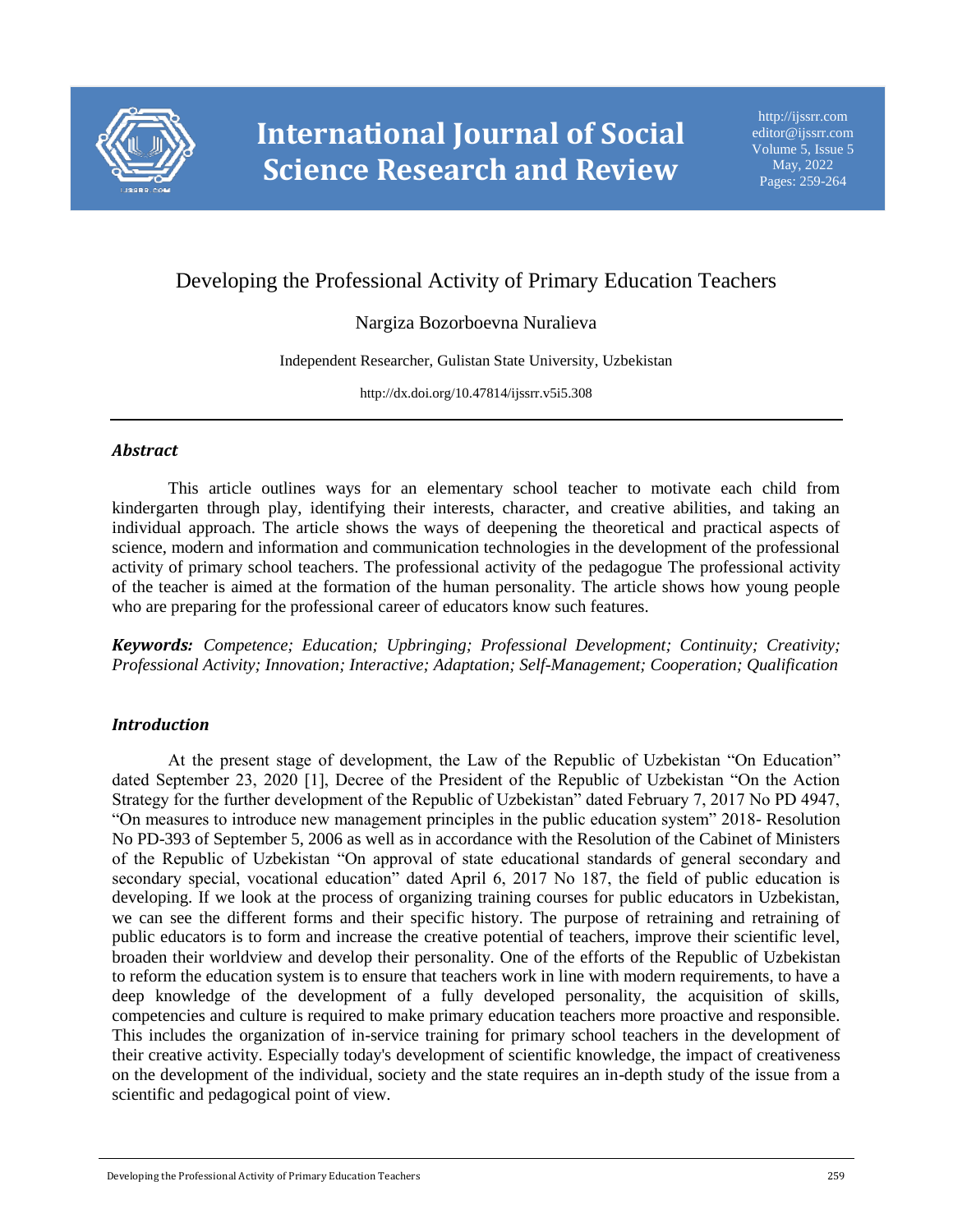# Developing the Professional Activity of Primary Education Teachers

Nargiza Bozorboevna Nuralieva

Independent Researcher, Gulistan State University, Uzbekistan

http://dx.doi.org/10.47814/ijssrr.v5i5.308

---

## *Abstract*

This article outlines ways for an elementary school teacher to motivate each child from kindergarten through play, identifying their interests, character, and creative abilities, and taking an individual approach. The article shows the ways of deepening the theoretical and practical aspects of science, modern and information and communication technologies in the development of the professional activity of primary school teachers. The professional activity of the pedagogue The professional activity of the teacher is aimed at the formation of the human personality. The article shows how young people who are preparing for the professional career of educators know such features.

***Keywords:*** *Competence; Education; Upbringing; Professional Development; Continuity; Creativity; Professional Activity; Innovation; Interactive; Adaptation; Self-Management; Cooperation; Qualification*

## *Introduction*

At the present stage of development, the Law of the Republic of Uzbekistan "On Education" dated September 23, 2020 [1], Decree of the President of the Republic of Uzbekistan "On the Action Strategy for the further development of the Republic of Uzbekistan" dated February 7, 2017 No PD 4947, "On measures to introduce new management principles in the public education system" 2018- Resolution No PD-393 of September 5, 2006 as well as in accordance with the Resolution of the Cabinet of Ministers of the Republic of Uzbekistan "On approval of state educational standards of general secondary and secondary special, vocational education" dated April 6, 2017 No 187, the field of public education is developing. If we look at the process of organizing training courses for public educators in Uzbekistan, we can see the different forms and their specific history. The purpose of retraining and retraining of public educators is to form and increase the creative potential of teachers, improve their scientific level, broaden their worldview and develop their personality. One of the efforts of the Republic of Uzbekistan to reform the education system is to ensure that teachers work in line with modern requirements, to have a deep knowledge of the development of a fully developed personality, the acquisition of skills, competencies and culture is required to make primary education teachers more proactive and responsible. This includes the organization of in-service training for primary school teachers in the development of their creative activity. Especially today's development of scientific knowledge, the impact of creativeness on the development of the individual, society and the state requires an in-depth study of the issue from a scientific and pedagogical point of view.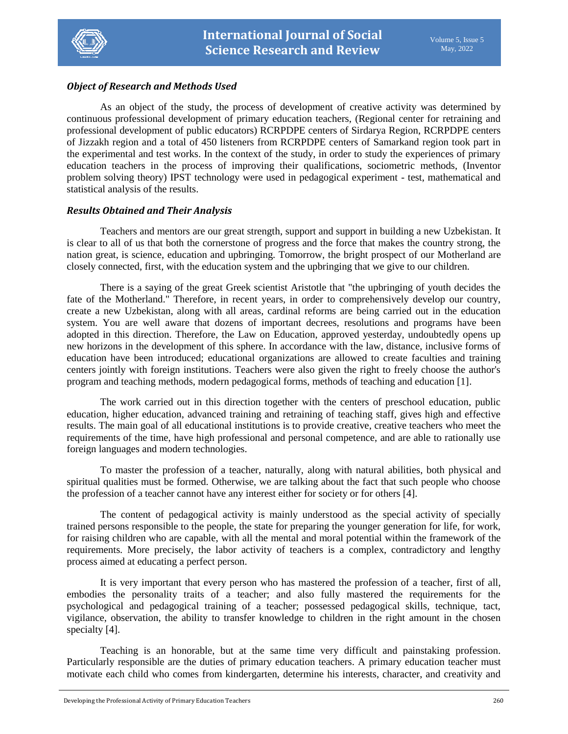### *Object of Research and Methods Used*

As an object of the study, the process of development of creative activity was determined by continuous professional development of primary education teachers, (Regional center for retraining and professional development of public educators) RCRPDPE centers of Sirdarya Region, RCRPDPE centers of Jizzakh region and a total of 450 listeners from RCRPDPE centers of Samarkand region took part in the experimental and test works. In the context of the study, in order to study the experiences of primary education teachers in the process of improving their qualifications, sociometric methods, (Inventor problem solving theory) IPST technology were used in pedagogical experiment - test, mathematical and statistical analysis of the results.

### *Results Obtained and Their Analysis*

Teachers and mentors are our great strength, support and support in building a new Uzbekistan. It is clear to all of us that both the cornerstone of progress and the force that makes the country strong, the nation great, is science, education and upbringing. Tomorrow, the bright prospect of our Motherland are closely connected, first, with the education system and the upbringing that we give to our children.

There is a saying of the great Greek scientist Aristotle that "the upbringing of youth decides the fate of the Motherland." Therefore, in recent years, in order to comprehensively develop our country, create a new Uzbekistan, along with all areas, cardinal reforms are being carried out in the education system. You are well aware that dozens of important decrees, resolutions and programs have been adopted in this direction. Therefore, the Law on Education, approved yesterday, undoubtedly opens up new horizons in the development of this sphere. In accordance with the law, distance, inclusive forms of education have been introduced; educational organizations are allowed to create faculties and training centers jointly with foreign institutions. Teachers were also given the right to freely choose the author's program and teaching methods, modern pedagogical forms, methods of teaching and education [1].

The work carried out in this direction together with the centers of preschool education, public education, higher education, advanced training and retraining of teaching staff, gives high and effective results. The main goal of all educational institutions is to provide creative, creative teachers who meet the requirements of the time, have high professional and personal competence, and are able to rationally use foreign languages and modern technologies.

To master the profession of a teacher, naturally, along with natural abilities, both physical and spiritual qualities must be formed. Otherwise, we are talking about the fact that such people who choose the profession of a teacher cannot have any interest either for society or for others [4].

The content of pedagogical activity is mainly understood as the special activity of specially trained persons responsible to the people, the state for preparing the younger generation for life, for work, for raising children who are capable, with all the mental and moral potential within the framework of the requirements. More precisely, the labor activity of teachers is a complex, contradictory and lengthy process aimed at educating a perfect person.

It is very important that every person who has mastered the profession of a teacher, first of all, embodies the personality traits of a teacher; and also fully mastered the requirements for the psychological and pedagogical training of a teacher; possessed pedagogical skills, technique, tact, vigilance, observation, the ability to transfer knowledge to children in the right amount in the chosen specialty [4].

Teaching is an honorable, but at the same time very difficult and painstaking profession. Particularly responsible are the duties of primary education teachers. A primary education teacher must motivate each child who comes from kindergarten, determine his interests, character, and creativity and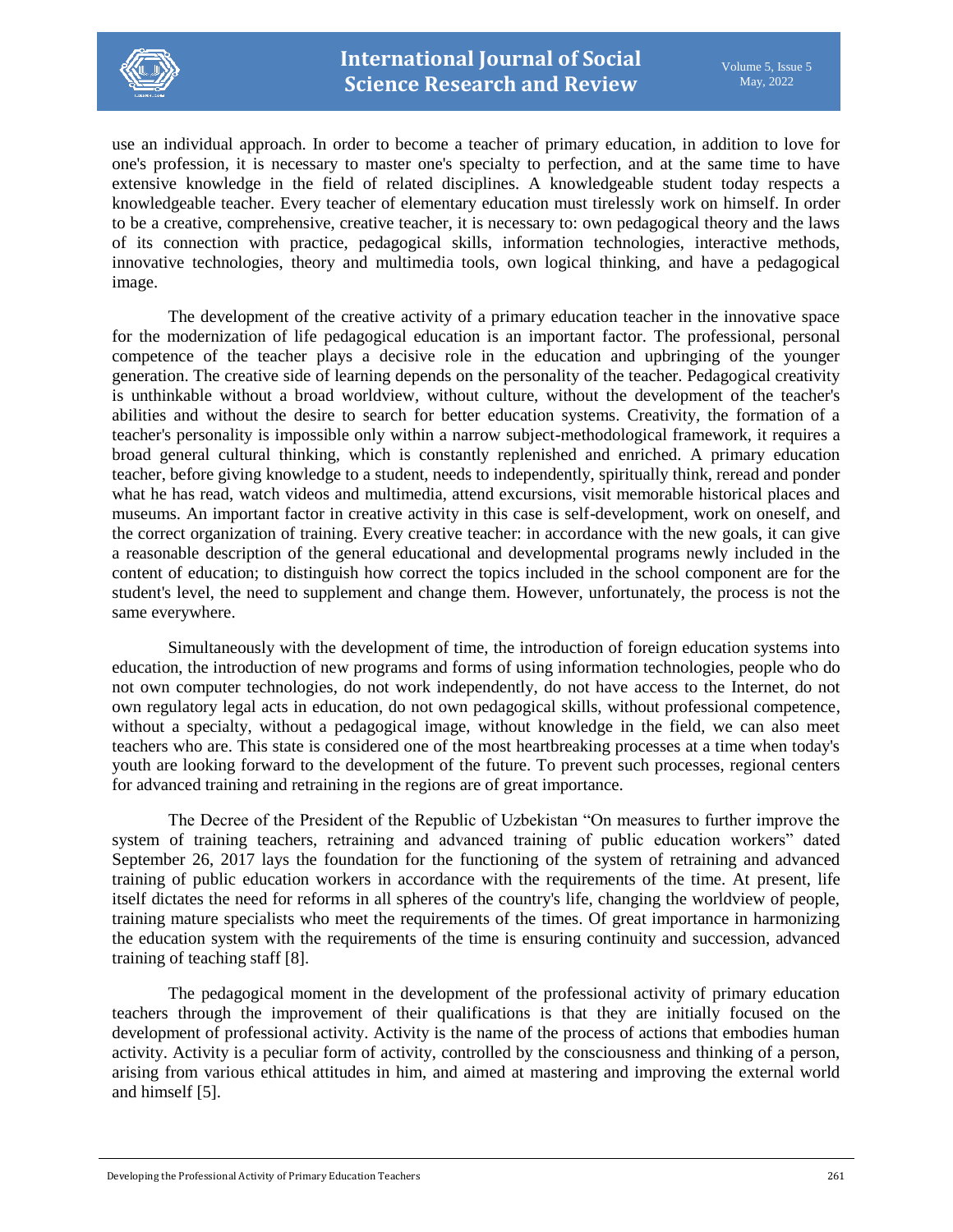use an individual approach. In order to become a teacher of primary education, in addition to love for one's profession, it is necessary to master one's specialty to perfection, and at the same time to have extensive knowledge in the field of related disciplines. A knowledgeable student today respects a knowledgeable teacher. Every teacher of elementary education must tirelessly work on himself. In order to be a creative, comprehensive, creative teacher, it is necessary to: own pedagogical theory and the laws of its connection with practice, pedagogical skills, information technologies, interactive methods, innovative technologies, theory and multimedia tools, own logical thinking, and have a pedagogical image.

The development of the creative activity of a primary education teacher in the innovative space for the modernization of life pedagogical education is an important factor. The professional, personal competence of the teacher plays a decisive role in the education and upbringing of the younger generation. The creative side of learning depends on the personality of the teacher. Pedagogical creativity is unthinkable without a broad worldview, without culture, without the development of the teacher's abilities and without the desire to search for better education systems. Creativity, the formation of a teacher's personality is impossible only within a narrow subject-methodological framework, it requires a broad general cultural thinking, which is constantly replenished and enriched. A primary education teacher, before giving knowledge to a student, needs to independently, spiritually think, reread and ponder what he has read, watch videos and multimedia, attend excursions, visit memorable historical places and museums. An important factor in creative activity in this case is self-development, work on oneself, and the correct organization of training. Every creative teacher: in accordance with the new goals, it can give a reasonable description of the general educational and developmental programs newly included in the content of education; to distinguish how correct the topics included in the school component are for the student's level, the need to supplement and change them. However, unfortunately, the process is not the same everywhere.

Simultaneously with the development of time, the introduction of foreign education systems into education, the introduction of new programs and forms of using information technologies, people who do not own computer technologies, do not work independently, do not have access to the Internet, do not own regulatory legal acts in education, do not own pedagogical skills, without professional competence, without a specialty, without a pedagogical image, without knowledge in the field, we can also meet teachers who are. This state is considered one of the most heartbreaking processes at a time when today's youth are looking forward to the development of the future. To prevent such processes, regional centers for advanced training and retraining in the regions are of great importance.

The Decree of the President of the Republic of Uzbekistan "On measures to further improve the system of training teachers, retraining and advanced training of public education workers" dated September 26, 2017 lays the foundation for the functioning of the system of retraining and advanced training of public education workers in accordance with the requirements of the time. At present, life itself dictates the need for reforms in all spheres of the country's life, changing the worldview of people, training mature specialists who meet the requirements of the times. Of great importance in harmonizing the education system with the requirements of the time is ensuring continuity and succession, advanced training of teaching staff [8].

The pedagogical moment in the development of the professional activity of primary education teachers through the improvement of their qualifications is that they are initially focused on the development of professional activity. Activity is the name of the process of actions that embodies human activity. Activity is a peculiar form of activity, controlled by the consciousness and thinking of a person, arising from various ethical attitudes in him, and aimed at mastering and improving the external world and himself [5].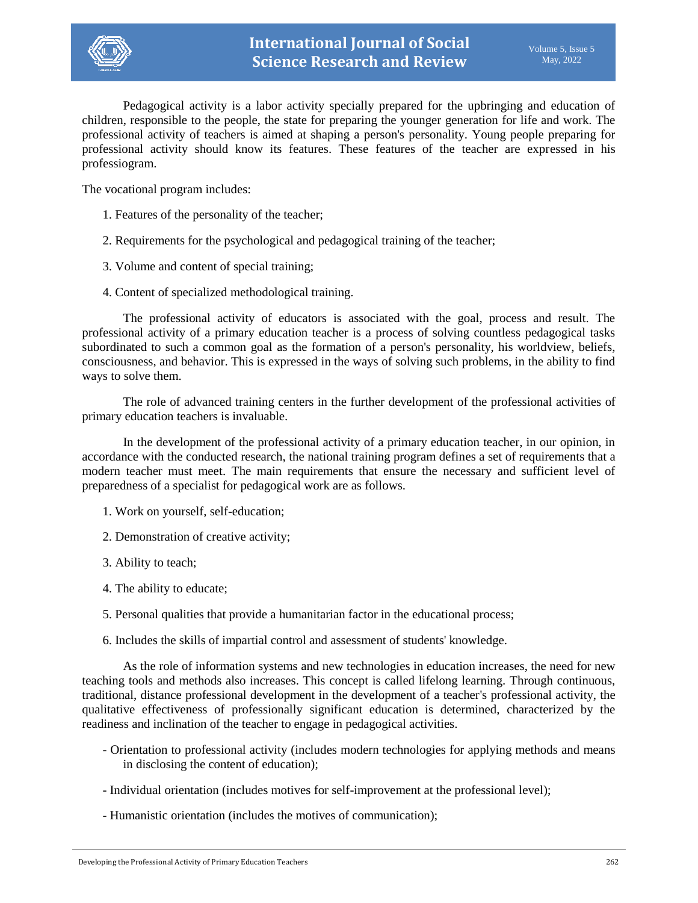Pedagogical activity is a labor activity specially prepared for the upbringing and education of children, responsible to the people, the state for preparing the younger generation for life and work. The professional activity of teachers is aimed at shaping a person's personality. Young people preparing for professional activity should know its features. These features of the teacher are expressed in his professiogram.

The vocational program includes:

1. Features of the personality of the teacher;
2. Requirements for the psychological and pedagogical training of the teacher;
3. Volume and content of special training;
4. Content of specialized methodological training.

The professional activity of educators is associated with the goal, process and result. The professional activity of a primary education teacher is a process of solving countless pedagogical tasks subordinated to such a common goal as the formation of a person's personality, his worldview, beliefs, consciousness, and behavior. This is expressed in the ways of solving such problems, in the ability to find ways to solve them.

The role of advanced training centers in the further development of the professional activities of primary education teachers is invaluable.

In the development of the professional activity of a primary education teacher, in our opinion, in accordance with the conducted research, the national training program defines a set of requirements that a modern teacher must meet. The main requirements that ensure the necessary and sufficient level of preparedness of a specialist for pedagogical work are as follows.

1. Work on yourself, self-education;
2. Demonstration of creative activity;
3. Ability to teach;
4. The ability to educate;
5. Personal qualities that provide a humanitarian factor in the educational process;
6. Includes the skills of impartial control and assessment of students' knowledge.

As the role of information systems and new technologies in education increases, the need for new teaching tools and methods also increases. This concept is called lifelong learning. Through continuous, traditional, distance professional development in the development of a teacher's professional activity, the qualitative effectiveness of professionally significant education is determined, characterized by the readiness and inclination of the teacher to engage in pedagogical activities.

- Orientation to professional activity (includes modern technologies for applying methods and means in disclosing the content of education);
- Individual orientation (includes motives for self-improvement at the professional level);
- Humanistic orientation (includes the motives of communication);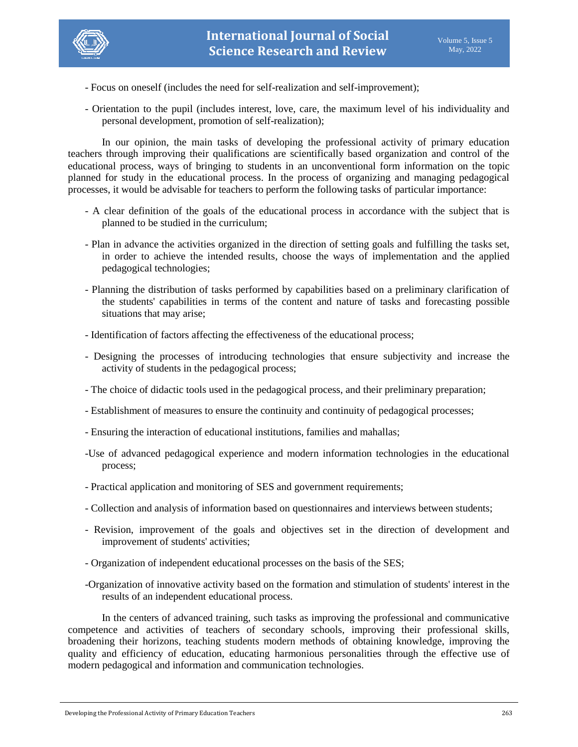- Focus on oneself (includes the need for self-realization and self-improvement);

- Orientation to the pupil (includes interest, love, care, the maximum level of his individuality and personal development, promotion of self-realization);

In our opinion, the main tasks of developing the professional activity of primary education teachers through improving their qualifications are scientifically based organization and control of the educational process, ways of bringing to students in an unconventional form information on the topic planned for study in the educational process. In the process of organizing and managing pedagogical processes, it would be advisable for teachers to perform the following tasks of particular importance:

- A clear definition of the goals of the educational process in accordance with the subject that is planned to be studied in the curriculum;

- Plan in advance the activities organized in the direction of setting goals and fulfilling the tasks set, in order to achieve the intended results, choose the ways of implementation and the applied pedagogical technologies;

- Planning the distribution of tasks performed by capabilities based on a preliminary clarification of the students' capabilities in terms of the content and nature of tasks and forecasting possible situations that may arise;

- Identification of factors affecting the effectiveness of the educational process;

- Designing the processes of introducing technologies that ensure subjectivity and increase the activity of students in the pedagogical process;

- The choice of didactic tools used in the pedagogical process, and their preliminary preparation;

- Establishment of measures to ensure the continuity and continuity of pedagogical processes;

- Ensuring the interaction of educational institutions, families and mahallas;

- Use of advanced pedagogical experience and modern information technologies in the educational process;

- Practical application and monitoring of SES and government requirements;

- Collection and analysis of information based on questionnaires and interviews between students;

- Revision, improvement of the goals and objectives set in the direction of development and improvement of students' activities;

- Organization of independent educational processes on the basis of the SES;

- Organization of innovative activity based on the formation and stimulation of students' interest in the results of an independent educational process.

In the centers of advanced training, such tasks as improving the professional and communicative competence and activities of teachers of secondary schools, improving their professional skills, broadening their horizons, teaching students modern methods of obtaining knowledge, improving the quality and efficiency of education, educating harmonious personalities through the effective use of modern pedagogical and information and communication technologies.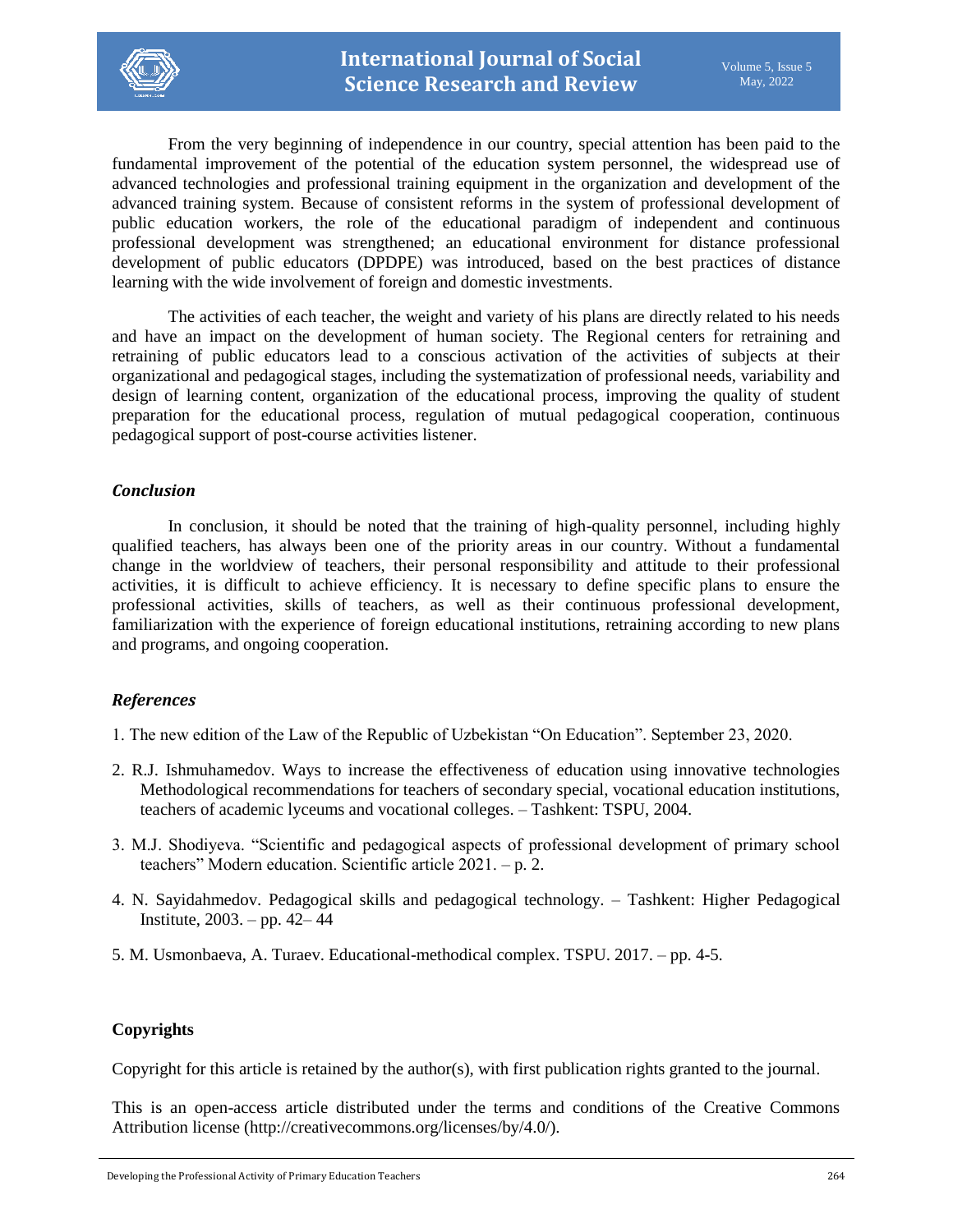From the very beginning of independence in our country, special attention has been paid to the fundamental improvement of the potential of the education system personnel, the widespread use of advanced technologies and professional training equipment in the organization and development of the advanced training system. Because of consistent reforms in the system of professional development of public education workers, the role of the educational paradigm of independent and continuous professional development was strengthened; an educational environment for distance professional development of public educators (DPDPE) was introduced, based on the best practices of distance learning with the wide involvement of foreign and domestic investments.

The activities of each teacher, the weight and variety of his plans are directly related to his needs and have an impact on the development of human society. The Regional centers for retraining and retraining of public educators lead to a conscious activation of the activities of subjects at their organizational and pedagogical stages, including the systematization of professional needs, variability and design of learning content, organization of the educational process, improving the quality of student preparation for the educational process, regulation of mutual pedagogical cooperation, continuous pedagogical support of post-course activities listener.

## *Conclusion*

In conclusion, it should be noted that the training of high-quality personnel, including highly qualified teachers, has always been one of the priority areas in our country. Without a fundamental change in the worldview of teachers, their personal responsibility and attitude to their professional activities, it is difficult to achieve efficiency. It is necessary to define specific plans to ensure the professional activities, skills of teachers, as well as their continuous professional development, familiarization with the experience of foreign educational institutions, retraining according to new plans and programs, and ongoing cooperation.

## *References*

1. The new edition of the Law of the Republic of Uzbekistan "On Education". September 23, 2020.
2. R.J. Ishmuhamedov. Ways to increase the effectiveness of education using innovative technologies Methodological recommendations for teachers of secondary special, vocational education institutions, teachers of academic lyceums and vocational colleges. – Tashkent: TSPU, 2004.
3. M.J. Shodiyeva. "Scientific and pedagogical aspects of professional development of primary school teachers" Modern education. Scientific article 2021. – p. 2.
4. N. Sayidahmedov. Pedagogical skills and pedagogical technology. – Tashkent: Higher Pedagogical Institute, 2003. – pp. 42– 44
5. M. Usmonbaeva, A. Turaev. Educational-methodical complex. TSPU. 2017. – pp. 4-5.

## Copyrights

Copyright for this article is retained by the author(s), with first publication rights granted to the journal.

This is an open-access article distributed under the terms and conditions of the Creative Commons Attribution license (http://creativecommons.org/licenses/by/4.0/).